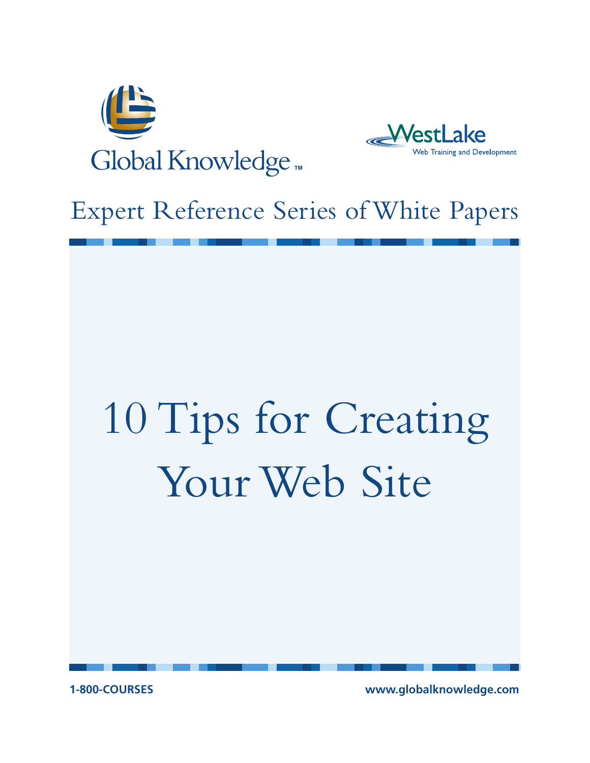Global Knowledge™

WestLake
Web Training and Development

Expert Reference Series of White Papers

# 10 Tips for Creating Your Web Site

1-800-COURSES

www.globalknowledge.com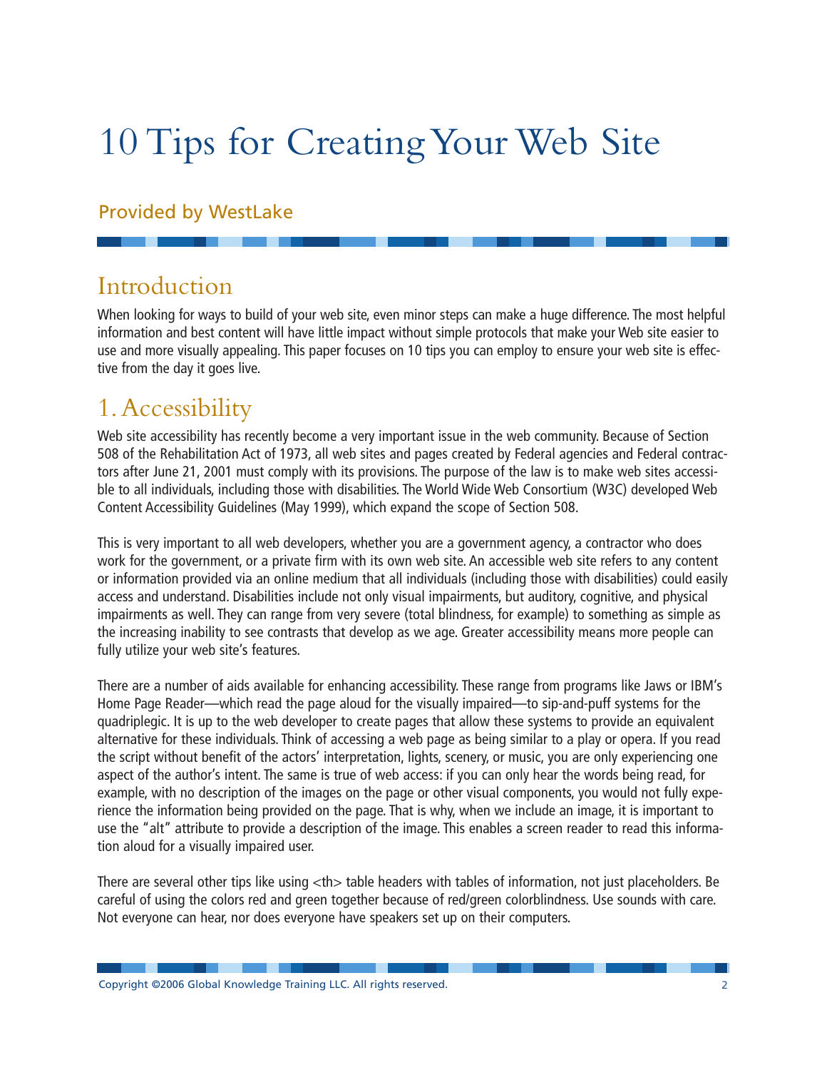# 10 Tips for Creating Your Web Site

Provided by WestLake

## Introduction

When looking for ways to build of your web site, even minor steps can make a huge difference. The most helpful information and best content will have little impact without simple protocols that make your Web site easier to use and more visually appealing. This paper focuses on 10 tips you can employ to ensure your web site is effective from the day it goes live.

## 1. Accessibility

Web site accessibility has recently become a very important issue in the web community. Because of Section 508 of the Rehabilitation Act of 1973, all web sites and pages created by Federal agencies and Federal contractors after June 21, 2001 must comply with its provisions. The purpose of the law is to make web sites accessible to all individuals, including those with disabilities. The World Wide Web Consortium (W3C) developed Web Content Accessibility Guidelines (May 1999), which expand the scope of Section 508.

This is very important to all web developers, whether you are a government agency, a contractor who does work for the government, or a private firm with its own web site. An accessible web site refers to any content or information provided via an online medium that all individuals (including those with disabilities) could easily access and understand. Disabilities include not only visual impairments, but auditory, cognitive, and physical impairments as well. They can range from very severe (total blindness, for example) to something as simple as the increasing inability to see contrasts that develop as we age. Greater accessibility means more people can fully utilize your web site's features.

There are a number of aids available for enhancing accessibility. These range from programs like Jaws or IBM's Home Page Reader—which read the page aloud for the visually impaired—to sip-and-puff systems for the quadriplegic. It is up to the web developer to create pages that allow these systems to provide an equivalent alternative for these individuals. Think of accessing a web page as being similar to a play or opera. If you read the script without benefit of the actors' interpretation, lights, scenery, or music, you are only experiencing one aspect of the author's intent. The same is true of web access: if you can only hear the words being read, for example, with no description of the images on the page or other visual components, you would not fully experience the information being provided on the page. That is why, when we include an image, it is important to use the "alt" attribute to provide a description of the image. This enables a screen reader to read this information aloud for a visually impaired user.

There are several other tips like using <th> table headers with tables of information, not just placeholders. Be careful of using the colors red and green together because of red/green colorblindness. Use sounds with care. Not everyone can hear, nor does everyone have speakers set up on their computers.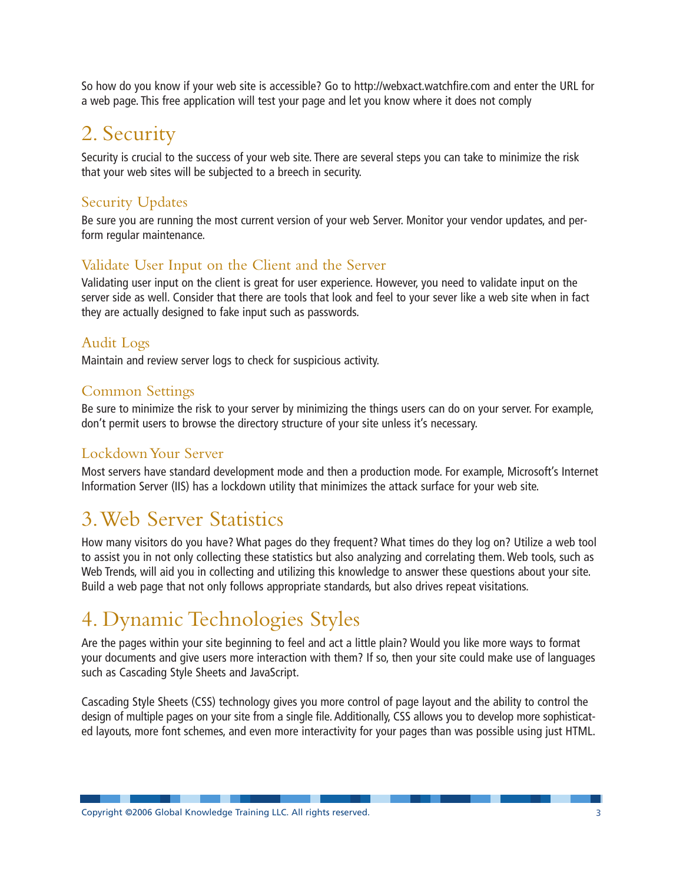So how do you know if your web site is accessible? Go to http://webxact.watchfire.com and enter the URL for a web page. This free application will test your page and let you know where it does not comply

## 2. Security

Security is crucial to the success of your web site. There are several steps you can take to minimize the risk that your web sites will be subjected to a breech in security.

### Security Updates

Be sure you are running the most current version of your web Server. Monitor your vendor updates, and perform regular maintenance.

### Validate User Input on the Client and the Server

Validating user input on the client is great for user experience. However, you need to validate input on the server side as well. Consider that there are tools that look and feel to your sever like a web site when in fact they are actually designed to fake input such as passwords.

### Audit Logs

Maintain and review server logs to check for suspicious activity.

### Common Settings

Be sure to minimize the risk to your server by minimizing the things users can do on your server. For example, don't permit users to browse the directory structure of your site unless it's necessary.

### Lockdown Your Server

Most servers have standard development mode and then a production mode. For example, Microsoft's Internet Information Server (IIS) has a lockdown utility that minimizes the attack surface for your web site.

## 3. Web Server Statistics

How many visitors do you have? What pages do they frequent? What times do they log on? Utilize a web tool to assist you in not only collecting these statistics but also analyzing and correlating them. Web tools, such as Web Trends, will aid you in collecting and utilizing this knowledge to answer these questions about your site. Build a web page that not only follows appropriate standards, but also drives repeat visitations.

## 4. Dynamic Technologies Styles

Are the pages within your site beginning to feel and act a little plain? Would you like more ways to format your documents and give users more interaction with them? If so, then your site could make use of languages such as Cascading Style Sheets and JavaScript.

Cascading Style Sheets (CSS) technology gives you more control of page layout and the ability to control the design of multiple pages on your site from a single file. Additionally, CSS allows you to develop more sophisticated layouts, more font schemes, and even more interactivity for your pages than was possible using just HTML.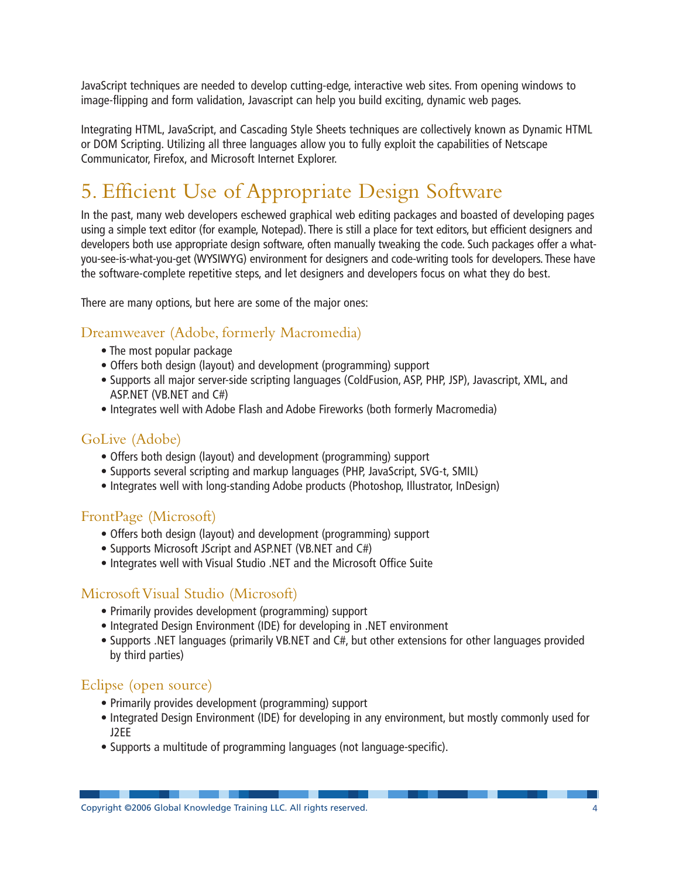JavaScript techniques are needed to develop cutting-edge, interactive web sites. From opening windows to image-flipping and form validation, Javascript can help you build exciting, dynamic web pages.

Integrating HTML, JavaScript, and Cascading Style Sheets techniques are collectively known as Dynamic HTML or DOM Scripting. Utilizing all three languages allow you to fully exploit the capabilities of Netscape Communicator, Firefox, and Microsoft Internet Explorer.

## 5. Efficient Use of Appropriate Design Software

In the past, many web developers eschewed graphical web editing packages and boasted of developing pages using a simple text editor (for example, Notepad). There is still a place for text editors, but efficient designers and developers both use appropriate design software, often manually tweaking the code. Such packages offer a what-you-see-is-what-you-get (WYSIWYG) environment for designers and code-writing tools for developers. These have the software-complete repetitive steps, and let designers and developers focus on what they do best.

There are many options, but here are some of the major ones:

### Dreamweaver (Adobe, formerly Macromedia)

- The most popular package
- Offers both design (layout) and development (programming) support
- Supports all major server-side scripting languages (ColdFusion, ASP, PHP, JSP), Javascript, XML, and ASP.NET (VB.NET and C#)
- Integrates well with Adobe Flash and Adobe Fireworks (both formerly Macromedia)

### GoLive (Adobe)

- Offers both design (layout) and development (programming) support
- Supports several scripting and markup languages (PHP, JavaScript, SVG-t, SMIL)
- Integrates well with long-standing Adobe products (Photoshop, Illustrator, InDesign)

### FrontPage (Microsoft)

- Offers both design (layout) and development (programming) support
- Supports Microsoft JScript and ASP.NET (VB.NET and C#)
- Integrates well with Visual Studio .NET and the Microsoft Office Suite

### Microsoft Visual Studio (Microsoft)

- Primarily provides development (programming) support
- Integrated Design Environment (IDE) for developing in .NET environment
- Supports .NET languages (primarily VB.NET and C#, but other extensions for other languages provided by third parties)

### Eclipse (open source)

- Primarily provides development (programming) support
- Integrated Design Environment (IDE) for developing in any environment, but mostly commonly used for J2EE
- Supports a multitude of programming languages (not language-specific).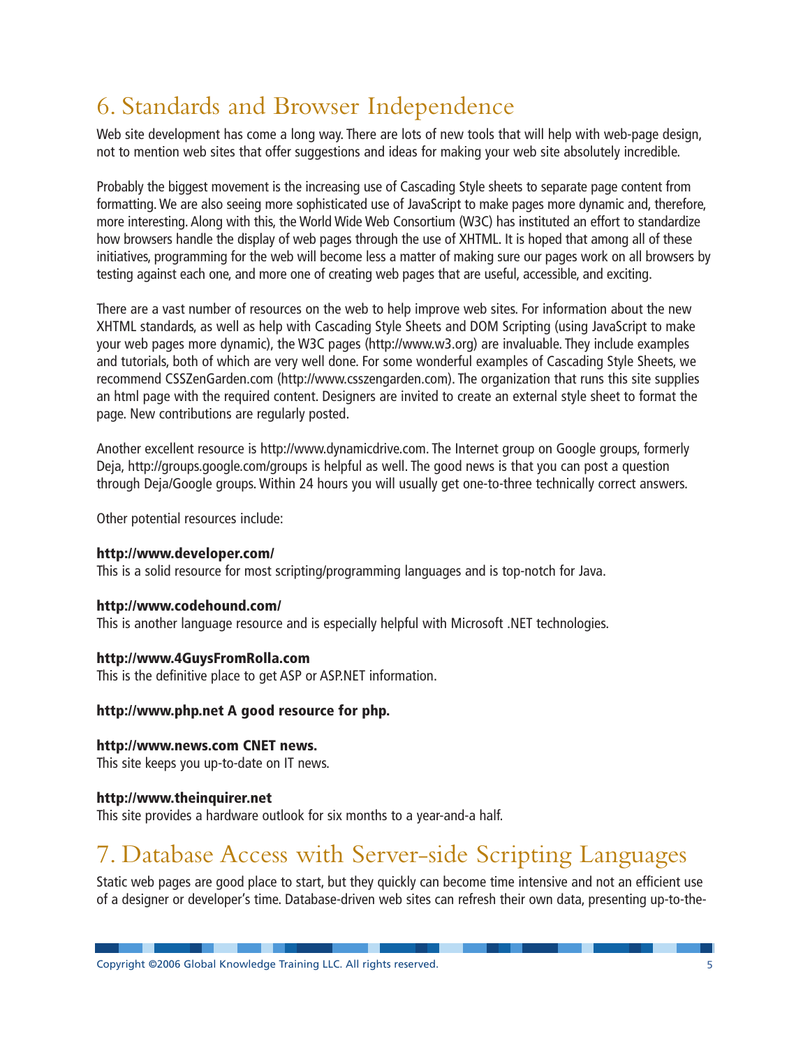## 6. Standards and Browser Independence

Web site development has come a long way. There are lots of new tools that will help with web-page design, not to mention web sites that offer suggestions and ideas for making your web site absolutely incredible.

Probably the biggest movement is the increasing use of Cascading Style sheets to separate page content from formatting. We are also seeing more sophisticated use of JavaScript to make pages more dynamic and, therefore, more interesting. Along with this, the World Wide Web Consortium (W3C) has instituted an effort to standardize how browsers handle the display of web pages through the use of XHTML. It is hoped that among all of these initiatives, programming for the web will become less a matter of making sure our pages work on all browsers by testing against each one, and more one of creating web pages that are useful, accessible, and exciting.

There are a vast number of resources on the web to help improve web sites. For information about the new XHTML standards, as well as help with Cascading Style Sheets and DOM Scripting (using JavaScript to make your web pages more dynamic), the W3C pages (http://www.w3.org) are invaluable. They include examples and tutorials, both of which are very well done. For some wonderful examples of Cascading Style Sheets, we recommend CSSZenGarden.com (http://www.csszengarden.com). The organization that runs this site supplies an html page with the required content. Designers are invited to create an external style sheet to format the page. New contributions are regularly posted.

Another excellent resource is http://www.dynamicdrive.com. The Internet group on Google groups, formerly Deja, http://groups.google.com/groups is helpful as well. The good news is that you can post a question through Deja/Google groups. Within 24 hours you will usually get one-to-three technically correct answers.

Other potential resources include:

**http://www.developer.com/**
This is a solid resource for most scripting/programming languages and is top-notch for Java.

**http://www.codehound.com/**
This is another language resource and is especially helpful with Microsoft .NET technologies.

**http://www.4GuysFromRolla.com**
This is the definitive place to get ASP or ASP.NET information.

**http://www.php.net A good resource for php.**

**http://www.news.com CNET news.**
This site keeps you up-to-date on IT news.

**http://www.theinquirer.net**
This site provides a hardware outlook for six months to a year-and-a half.

## 7. Database Access with Server-side Scripting Languages

Static web pages are good place to start, but they quickly can become time intensive and not an efficient use of a designer or developer's time. Database-driven web sites can refresh their own data, presenting up-to-the-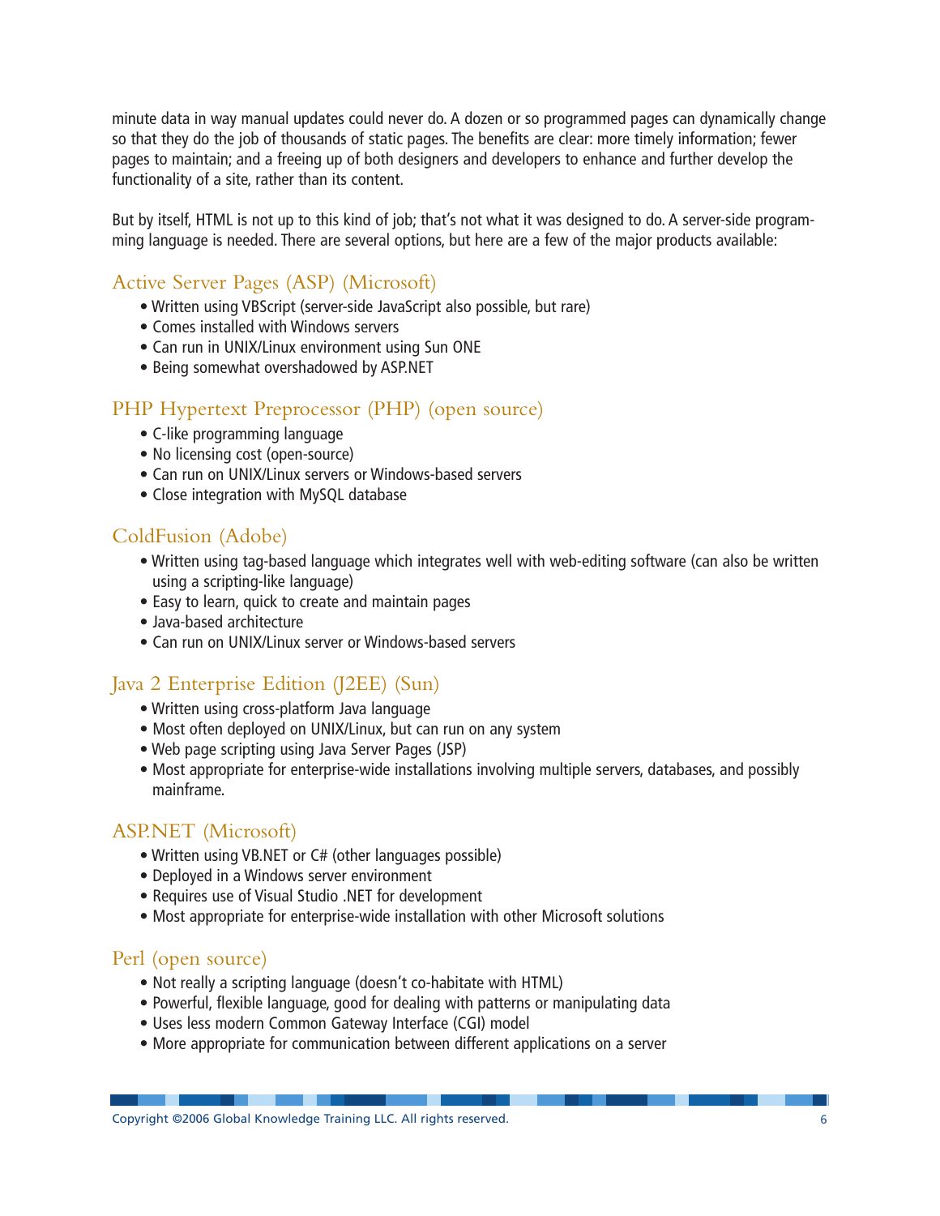minute data in way manual updates could never do. A dozen or so programmed pages can dynamically change so that they do the job of thousands of static pages. The benefits are clear: more timely information; fewer pages to maintain; and a freeing up of both designers and developers to enhance and further develop the functionality of a site, rather than its content.

But by itself, HTML is not up to this kind of job; that's not what it was designed to do. A server-side programming language is needed. There are several options, but here are a few of the major products available:

### Active Server Pages (ASP) (Microsoft)

- Written using VBScript (server-side JavaScript also possible, but rare)
- Comes installed with Windows servers
- Can run in UNIX/Linux environment using Sun ONE
- Being somewhat overshadowed by ASP.NET

### PHP Hypertext Preprocessor (PHP) (open source)

- C-like programming language
- No licensing cost (open-source)
- Can run on UNIX/Linux servers or Windows-based servers
- Close integration with MySQL database

### ColdFusion (Adobe)

- Written using tag-based language which integrates well with web-editing software (can also be written using a scripting-like language)
- Easy to learn, quick to create and maintain pages
- Java-based architecture
- Can run on UNIX/Linux server or Windows-based servers

### Java 2 Enterprise Edition (J2EE) (Sun)

- Written using cross-platform Java language
- Most often deployed on UNIX/Linux, but can run on any system
- Web page scripting using Java Server Pages (JSP)
- Most appropriate for enterprise-wide installations involving multiple servers, databases, and possibly mainframe.

### ASP.NET (Microsoft)

- Written using VB.NET or C# (other languages possible)
- Deployed in a Windows server environment
- Requires use of Visual Studio .NET for development
- Most appropriate for enterprise-wide installation with other Microsoft solutions

### Perl (open source)

- Not really a scripting language (doesn't co-habitate with HTML)
- Powerful, flexible language, good for dealing with patterns or manipulating data
- Uses less modern Common Gateway Interface (CGI) model
- More appropriate for communication between different applications on a server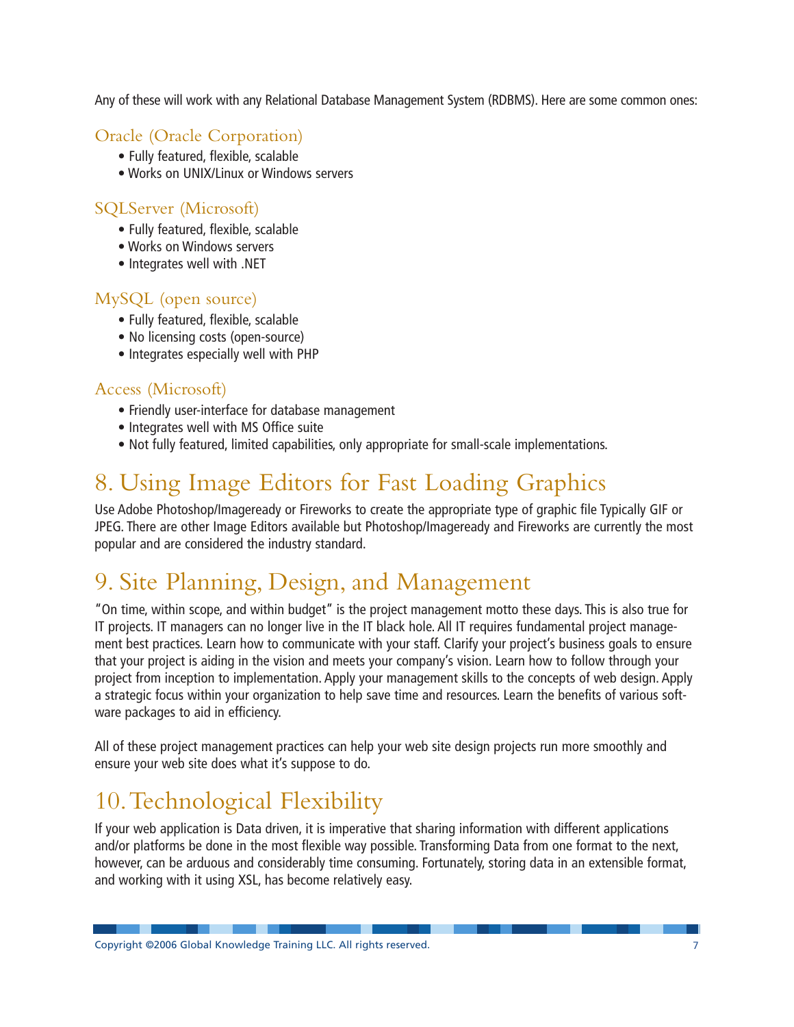Any of these will work with any Relational Database Management System (RDBMS). Here are some common ones:

### Oracle (Oracle Corporation)

- Fully featured, flexible, scalable
- Works on UNIX/Linux or Windows servers

### SQLServer (Microsoft)

- Fully featured, flexible, scalable
- Works on Windows servers
- Integrates well with .NET

### MySQL (open source)

- Fully featured, flexible, scalable
- No licensing costs (open-source)
- Integrates especially well with PHP

### Access (Microsoft)

- Friendly user-interface for database management
- Integrates well with MS Office suite
- Not fully featured, limited capabilities, only appropriate for small-scale implementations.

## 8. Using Image Editors for Fast Loading Graphics

Use Adobe Photoshop/Imageready or Fireworks to create the appropriate type of graphic file Typically GIF or JPEG. There are other Image Editors available but Photoshop/Imageready and Fireworks are currently the most popular and are considered the industry standard.

## 9. Site Planning, Design, and Management

"On time, within scope, and within budget" is the project management motto these days. This is also true for IT projects. IT managers can no longer live in the IT black hole. All IT requires fundamental project management best practices. Learn how to communicate with your staff. Clarify your project's business goals to ensure that your project is aiding in the vision and meets your company's vision. Learn how to follow through your project from inception to implementation. Apply your management skills to the concepts of web design. Apply a strategic focus within your organization to help save time and resources. Learn the benefits of various software packages to aid in efficiency.

All of these project management practices can help your web site design projects run more smoothly and ensure your web site does what it's suppose to do.

## 10. Technological Flexibility

If your web application is Data driven, it is imperative that sharing information with different applications and/or platforms be done in the most flexible way possible. Transforming Data from one format to the next, however, can be arduous and considerably time consuming. Fortunately, storing data in an extensible format, and working with it using XSL, has become relatively easy.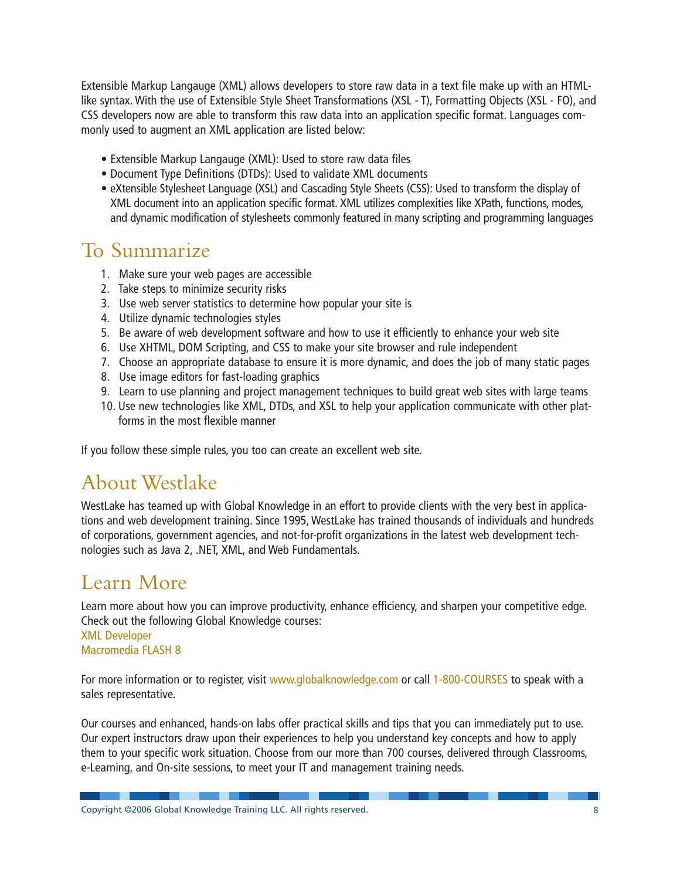Extensible Markup Langauge (XML) allows developers to store raw data in a text file make up with an HTML-like syntax. With the use of Extensible Style Sheet Transformations (XSL - T), Formatting Objects (XSL - FO), and CSS developers now are able to transform this raw data into an application specific format. Languages commonly used to augment an XML application are listed below:

- Extensible Markup Langauge (XML): Used to store raw data files
- Document Type Definitions (DTDs): Used to validate XML documents
- eXtensible Stylesheet Language (XSL) and Cascading Style Sheets (CSS): Used to transform the display of XML document into an application specific format. XML utilizes complexities like XPath, functions, modes, and dynamic modification of stylesheets commonly featured in many scripting and programming languages

## To Summarize

1. Make sure your web pages are accessible
2. Take steps to minimize security risks
3. Use web server statistics to determine how popular your site is
4. Utilize dynamic technologies styles
5. Be aware of web development software and how to use it efficiently to enhance your web site
6. Use XHTML, DOM Scripting, and CSS to make your site browser and rule independent
7. Choose an appropriate database to ensure it is more dynamic, and does the job of many static pages
8. Use image editors for fast-loading graphics
9. Learn to use planning and project management techniques to build great web sites with large teams
10. Use new technologies like XML, DTDs, and XSL to help your application communicate with other platforms in the most flexible manner

If you follow these simple rules, you too can create an excellent web site.

## About Westlake

WestLake has teamed up with Global Knowledge in an effort to provide clients with the very best in applications and web development training. Since 1995, WestLake has trained thousands of individuals and hundreds of corporations, government agencies, and not-for-profit organizations in the latest web development technologies such as Java 2, .NET, XML, and Web Fundamentals.

## Learn More

Learn more about how you can improve productivity, enhance efficiency, and sharpen your competitive edge. Check out the following Global Knowledge courses:
XML Developer
Macromedia FLASH 8

For more information or to register, visit www.globalknowledge.com or call 1-800-COURSES to speak with a sales representative.

Our courses and enhanced, hands-on labs offer practical skills and tips that you can immediately put to use. Our expert instructors draw upon their experiences to help you understand key concepts and how to apply them to your specific work situation. Choose from our more than 700 courses, delivered through Classrooms, e-Learning, and On-site sessions, to meet your IT and management training needs.

Copyright ©2006 Global Knowledge Training LLC. All rights reserved.